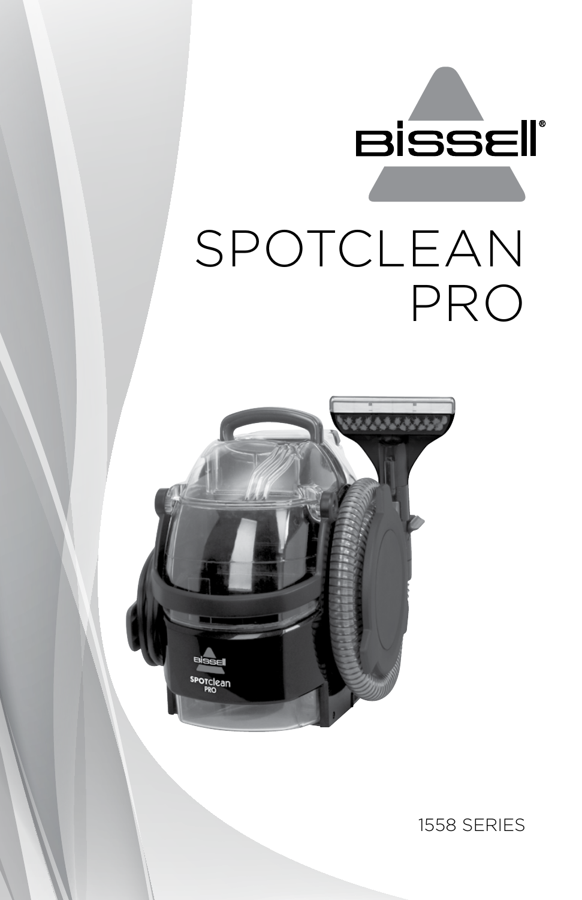BISSELL

# SPOTCLEAN PRO

1558 SERIES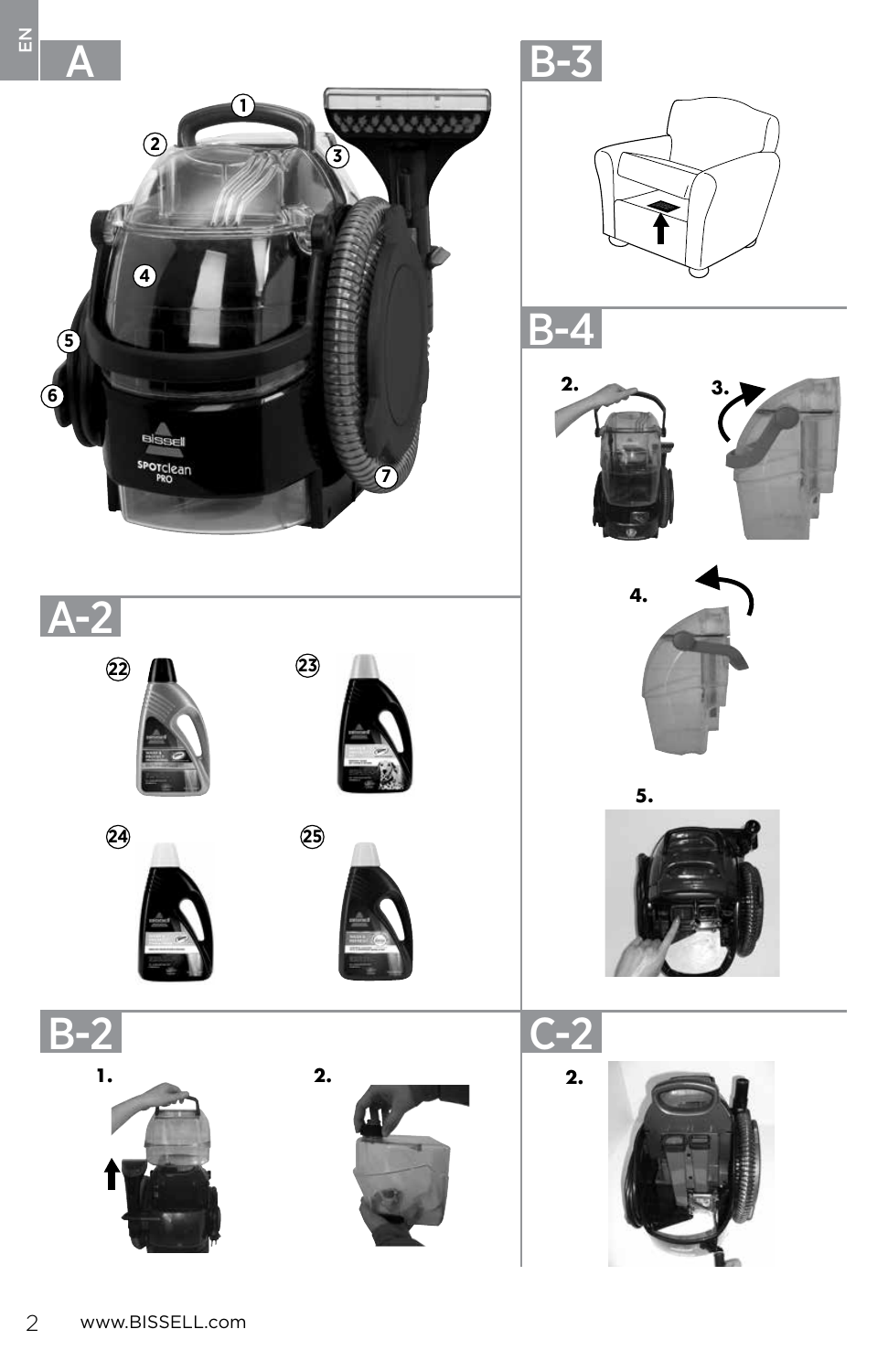# A

1
2
3
4
5
6
7

# A-2

22
23
24
25

# B-2

1.
2.

# B-3

# B-4

2.
3.
4.
5.

# C-2

2.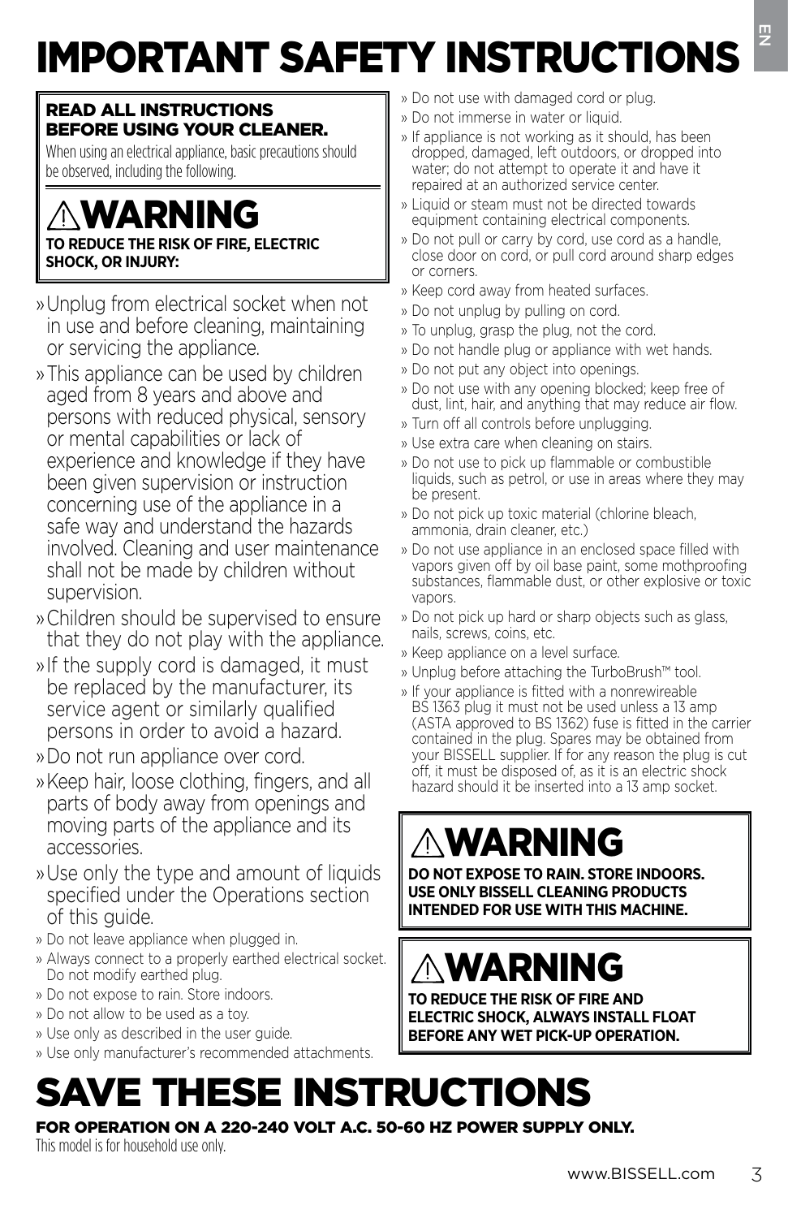# IMPORTANT SAFETY INSTRUCTIONS

**READ ALL INSTRUCTIONS BEFORE USING YOUR CLEANER.**

When using an electrical appliance, basic precautions should be observed, including the following.

## ⚠WARNING

**TO REDUCE THE RISK OF FIRE, ELECTRIC SHOCK, OR INJURY:**

- » Unplug from electrical socket when not in use and before cleaning, maintaining or servicing the appliance.
- » This appliance can be used by children aged from 8 years and above and persons with reduced physical, sensory or mental capabilities or lack of experience and knowledge if they have been given supervision or instruction concerning use of the appliance in a safe way and understand the hazards involved. Cleaning and user maintenance shall not be made by children without supervision.
- » Children should be supervised to ensure that they do not play with the appliance.
- » If the supply cord is damaged, it must be replaced by the manufacturer, its service agent or similarly qualified persons in order to avoid a hazard.
- » Do not run appliance over cord.
- » Keep hair, loose clothing, fingers, and all parts of body away from openings and moving parts of the appliance and its accessories.
- » Use only the type and amount of liquids specified under the Operations section of this guide.
- » Do not leave appliance when plugged in.
- » Always connect to a properly earthed electrical socket. Do not modify earthed plug.
- » Do not expose to rain. Store indoors.
- » Do not allow to be used as a toy.
- » Use only as described in the user guide.
- » Use only manufacturer's recommended attachments.
- » Do not use with damaged cord or plug.
- » Do not immerse in water or liquid.
- » If appliance is not working as it should, has been dropped, damaged, left outdoors, or dropped into water; do not attempt to operate it and have it repaired at an authorized service center.
- » Liquid or steam must not be directed towards equipment containing electrical components.
- » Do not pull or carry by cord, use cord as a handle, close door on cord, or pull cord around sharp edges or corners.
- » Keep cord away from heated surfaces.
- » Do not unplug by pulling on cord.
- » To unplug, grasp the plug, not the cord.
- » Do not handle plug or appliance with wet hands.
- » Do not put any object into openings.
- » Do not use with any opening blocked; keep free of dust, lint, hair, and anything that may reduce air flow.
- » Turn off all controls before unplugging.
- » Use extra care when cleaning on stairs.
- » Do not use to pick up flammable or combustible liquids, such as petrol, or use in areas where they may be present.
- » Do not pick up toxic material (chlorine bleach, ammonia, drain cleaner, etc.)
- » Do not use appliance in an enclosed space filled with vapors given off by oil base paint, some mothproofing substances, flammable dust, or other explosive or toxic vapors.
- » Do not pick up hard or sharp objects such as glass, nails, screws, coins, etc.
- » Keep appliance on a level surface.
- » Unplug before attaching the TurboBrush™ tool.
- » If your appliance is fitted with a nonrewireable BS 1363 plug it must not be used unless a 13 amp (ASTA approved to BS 1362) fuse is fitted in the carrier contained in the plug. Spares may be obtained from your BISSELL supplier. If for any reason the plug is cut off, it must be disposed of, as it is an electric shock hazard should it be inserted into a 13 amp socket.

## ⚠WARNING

**DO NOT EXPOSE TO RAIN. STORE INDOORS. USE ONLY BISSELL CLEANING PRODUCTS INTENDED FOR USE WITH THIS MACHINE.**

## ⚠WARNING

**TO REDUCE THE RISK OF FIRE AND ELECTRIC SHOCK, ALWAYS INSTALL FLOAT BEFORE ANY WET PICK-UP OPERATION.**

# SAVE THESE INSTRUCTIONS

**FOR OPERATION ON A 220-240 VOLT A.C. 50-60 HZ POWER SUPPLY ONLY.**

This model is for household use only.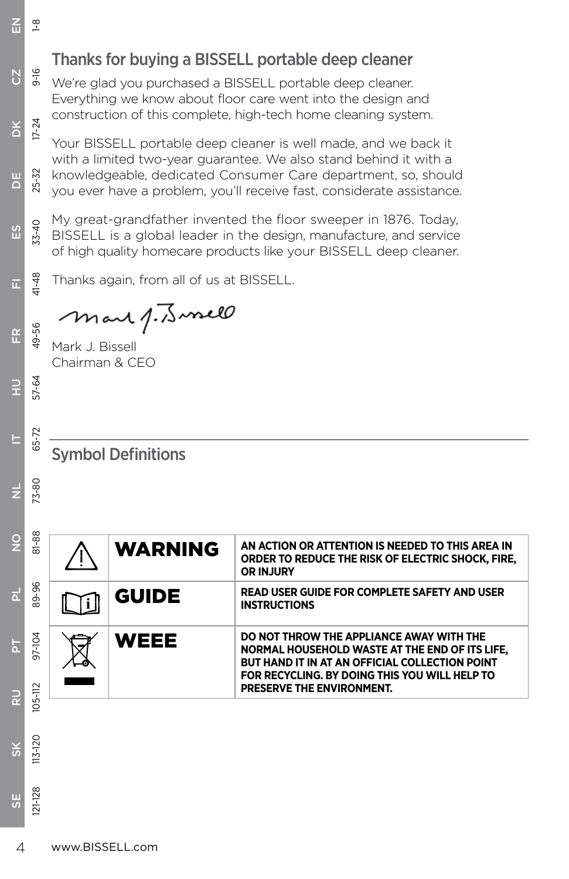## Thanks for buying a BISSELL portable deep cleaner

We're glad you purchased a BISSELL portable deep cleaner. Everything we know about floor care went into the design and construction of this complete, high-tech home cleaning system.

Your BISSELL portable deep cleaner is well made, and we back it with a limited two-year guarantee. We also stand behind it with a knowledgeable, dedicated Consumer Care department, so, should you ever have a problem, you'll receive fast, considerate assistance.

My great-grandfather invented the floor sweeper in 1876. Today, BISSELL is a global leader in the design, manufacture, and service of high quality homecare products like your BISSELL deep cleaner.

Thanks again, from all of us at BISSELL.

Mark J. Bissell
Chairman & CEO

## Symbol Definitions

| | | |
|---|---|---|
| ⚠ | **WARNING** | **AN ACTION OR ATTENTION IS NEEDED TO THIS AREA IN ORDER TO REDUCE THE RISK OF ELECTRIC SHOCK, FIRE, OR INJURY** |
| | **GUIDE** | **READ USER GUIDE FOR COMPLETE SAFETY AND USER INSTRUCTIONS** |
| | **WEEE** | **DO NOT THROW THE APPLIANCE AWAY WITH THE NORMAL HOUSEHOLD WASTE AT THE END OF ITS LIFE, BUT HAND IT IN AT AN OFFICIAL COLLECTION POINT FOR RECYCLING. BY DOING THIS YOU WILL HELP TO PRESERVE THE ENVIRONMENT.** |

www.BISSELL.com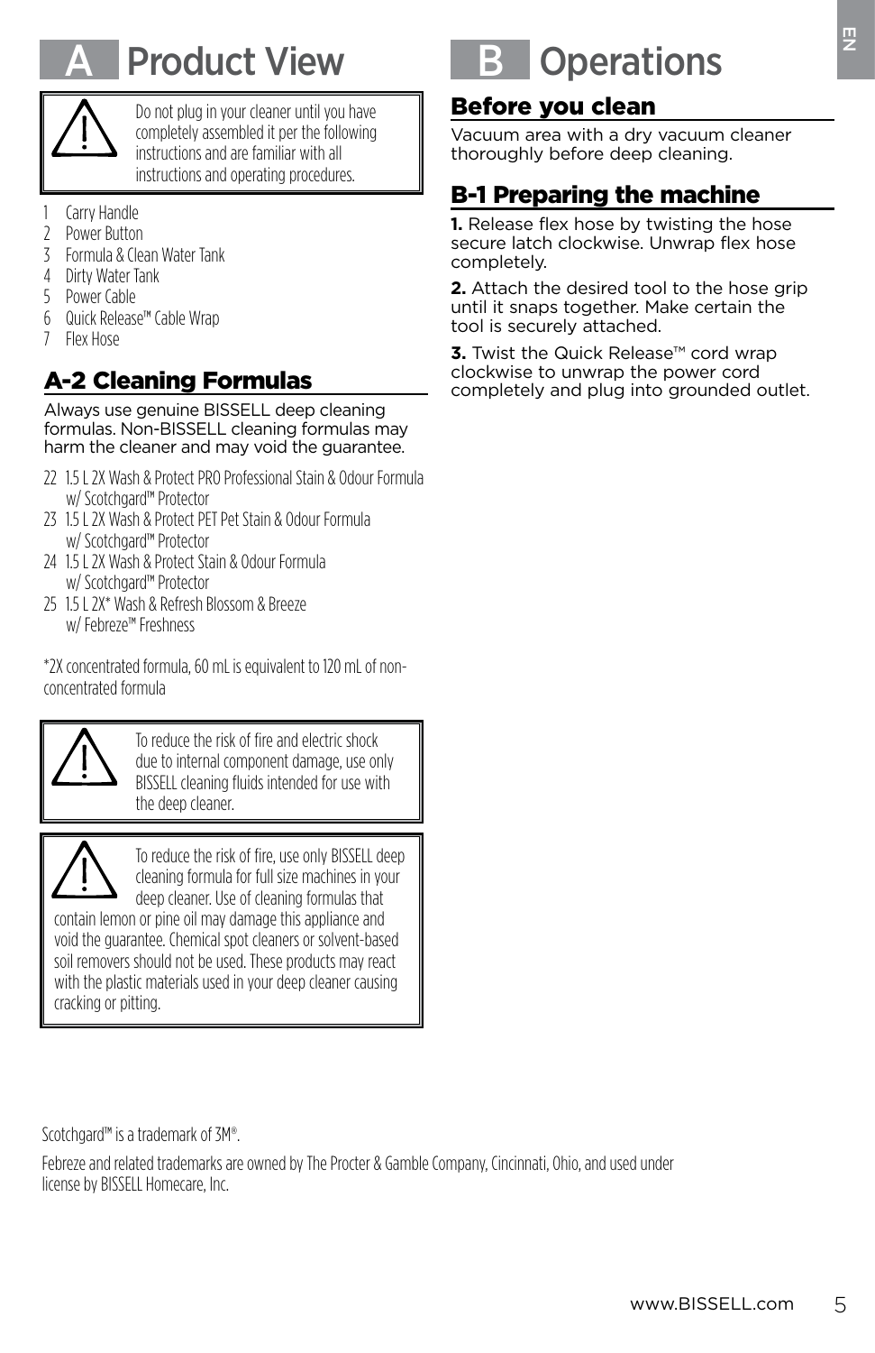# A Product View

> ⚠ Do not plug in your cleaner until you have completely assembled it per the following instructions and are familiar with all instructions and operating procedures.

1. Carry Handle
2. Power Button
3. Formula & Clean Water Tank
4. Dirty Water Tank
5. Power Cable
6. Quick Release™ Cable Wrap
7. Flex Hose

## A-2 Cleaning Formulas

Always use genuine BISSELL deep cleaning formulas. Non-BISSELL cleaning formulas may harm the cleaner and may void the guarantee.

22. 1.5 L 2X Wash & Protect PRO Professional Stain & Odour Formula w/ Scotchgard™ Protector
23. 1.5 L 2X Wash & Protect PET Pet Stain & Odour Formula w/ Scotchgard™ Protector
24. 1.5 L 2X Wash & Protect Stain & Odour Formula w/ Scotchgard™ Protector
25. 1.5 L 2X* Wash & Refresh Blossom & Breeze w/ Febreze™ Freshness

*2X concentrated formula, 60 mL is equivalent to 120 mL of non-concentrated formula

> ⚠ To reduce the risk of fire and electric shock due to internal component damage, use only BISSELL cleaning fluids intended for use with the deep cleaner.

> ⚠ To reduce the risk of fire, use only BISSELL deep cleaning formula for full size machines in your deep cleaner. Use of cleaning formulas that contain lemon or pine oil may damage this appliance and void the guarantee. Chemical spot cleaners or solvent-based soil removers should not be used. These products may react with the plastic materials used in your deep cleaner causing cracking or pitting.

# B Operations

## Before you clean

Vacuum area with a dry vacuum cleaner thoroughly before deep cleaning.

## B-1 Preparing the machine

**1.** Release flex hose by twisting the hose secure latch clockwise. Unwrap flex hose completely.

**2.** Attach the desired tool to the hose grip until it snaps together. Make certain the tool is securely attached.

**3.** Twist the Quick Release™ cord wrap clockwise to unwrap the power cord completely and plug into grounded outlet.

Scotchgard™ is a trademark of 3M®.

Febreze and related trademarks are owned by The Procter & Gamble Company, Cincinnati, Ohio, and used under license by BISSELL Homecare, Inc.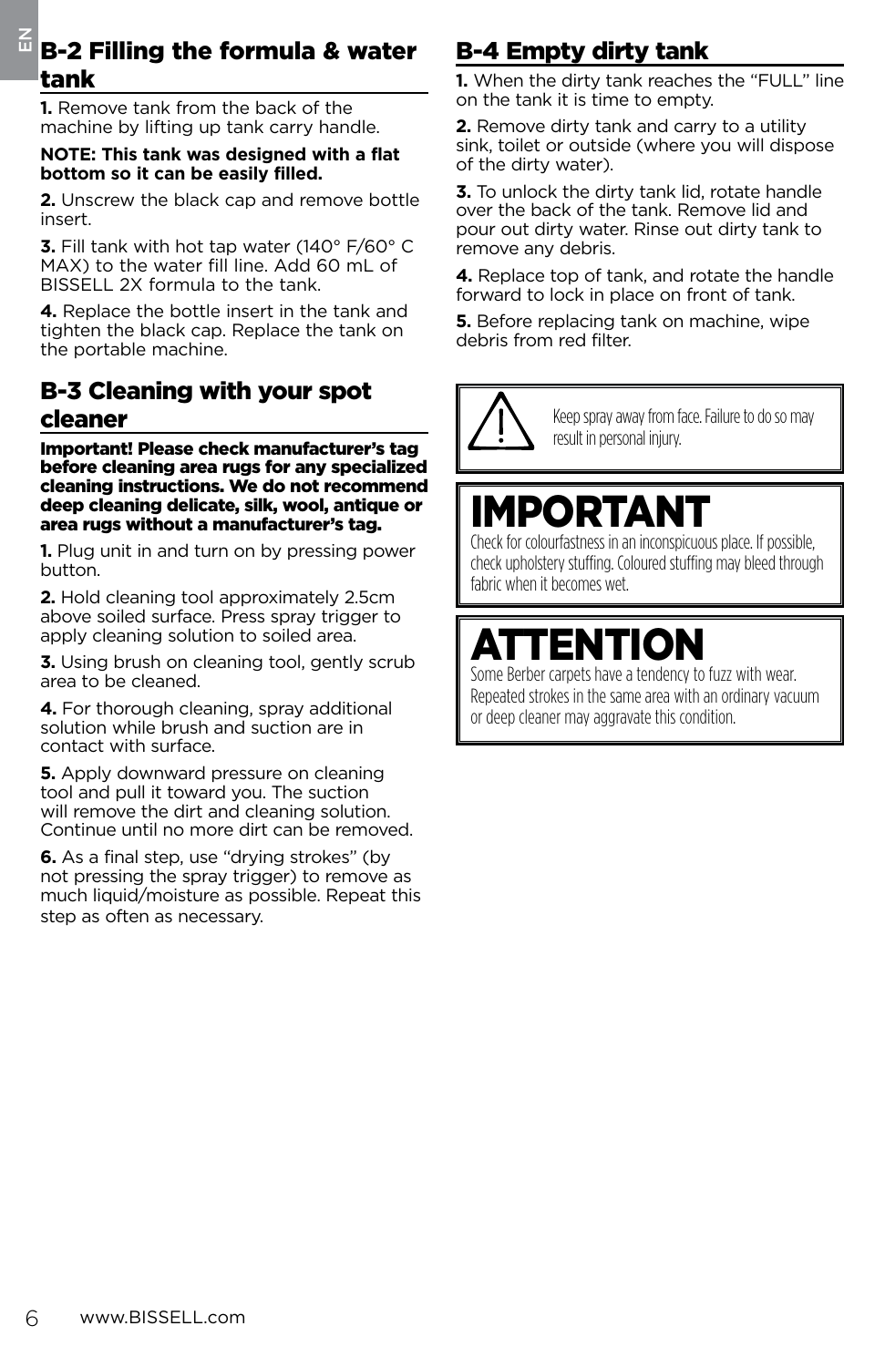## B-2 Filling the formula & water tank

**1.** Remove tank from the back of the machine by lifting up tank carry handle.

**NOTE: This tank was designed with a flat bottom so it can be easily filled.**

**2.** Unscrew the black cap and remove bottle insert.

**3.** Fill tank with hot tap water (140° F/60° C MAX) to the water fill line. Add 60 mL of BISSELL 2X formula to the tank.

**4.** Replace the bottle insert in the tank and tighten the black cap. Replace the tank on the portable machine.

## B-3 Cleaning with your spot cleaner

**Important! Please check manufacturer's tag before cleaning area rugs for any specialized cleaning instructions. We do not recommend deep cleaning delicate, silk, wool, antique or area rugs without a manufacturer's tag.**

**1.** Plug unit in and turn on by pressing power button.

**2.** Hold cleaning tool approximately 2.5cm above soiled surface. Press spray trigger to apply cleaning solution to soiled area.

**3.** Using brush on cleaning tool, gently scrub area to be cleaned.

**4.** For thorough cleaning, spray additional solution while brush and suction are in contact with surface.

**5.** Apply downward pressure on cleaning tool and pull it toward you. The suction will remove the dirt and cleaning solution. Continue until no more dirt can be removed.

**6.** As a final step, use "drying strokes" (by not pressing the spray trigger) to remove as much liquid/moisture as possible. Repeat this step as often as necessary.

## B-4 Empty dirty tank

**1.** When the dirty tank reaches the "FULL" line on the tank it is time to empty.

**2.** Remove dirty tank and carry to a utility sink, toilet or outside (where you will dispose of the dirty water).

**3.** To unlock the dirty tank lid, rotate handle over the back of the tank. Remove lid and pour out dirty water. Rinse out dirty tank to remove any debris.

**4.** Replace top of tank, and rotate the handle forward to lock in place on front of tank.

**5.** Before replacing tank on machine, wipe debris from red filter.

⚠ Keep spray away from face. Failure to do so may result in personal injury.

**IMPORTANT**

Check for colourfastness in an inconspicuous place. If possible, check upholstery stuffing. Coloured stuffing may bleed through fabric when it becomes wet.

**ATTENTION**

Some Berber carpets have a tendency to fuzz with wear. Repeated strokes in the same area with an ordinary vacuum or deep cleaner may aggravate this condition.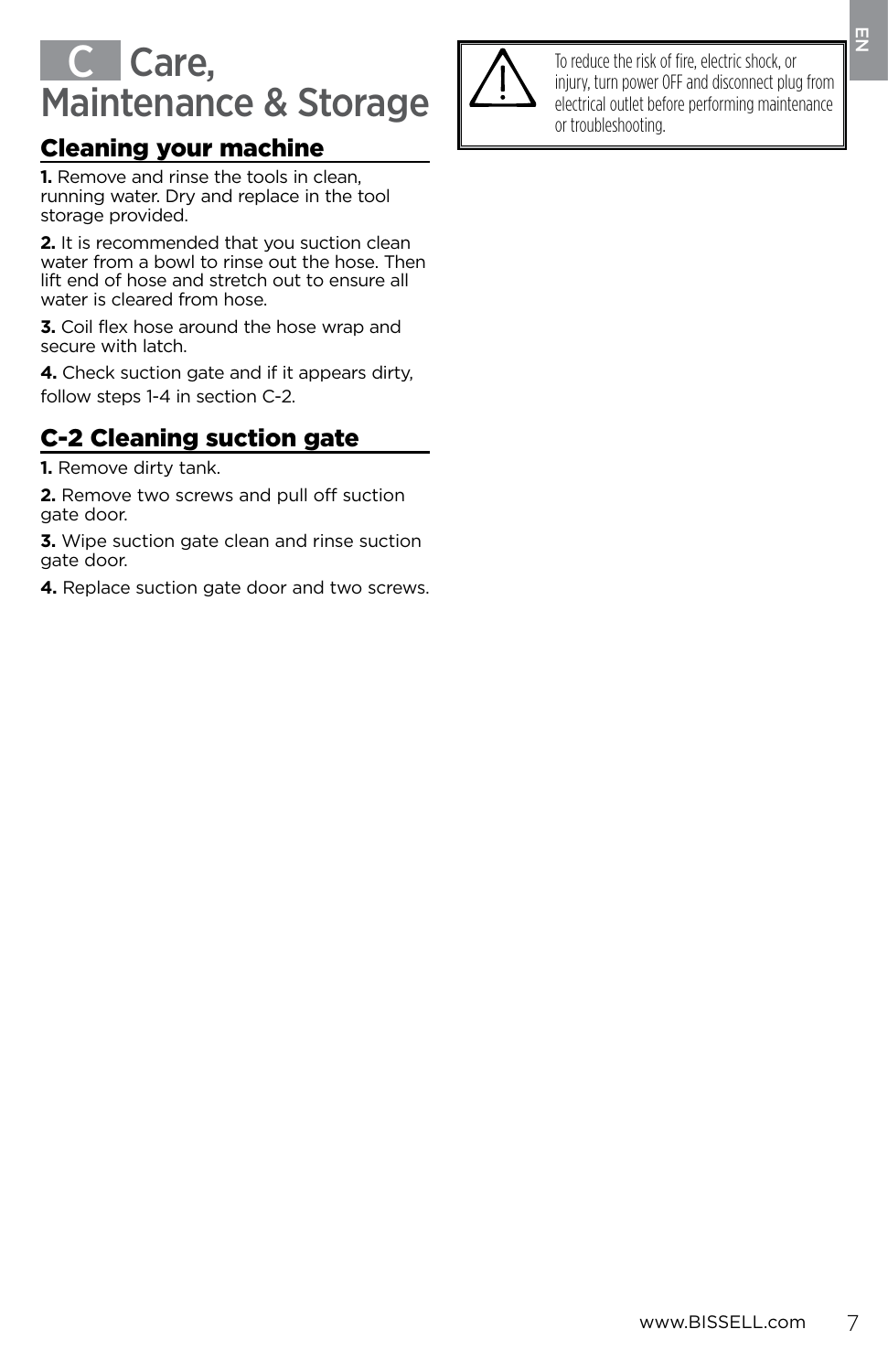# C Care, Maintenance & Storage

> ⚠ To reduce the risk of fire, electric shock, or injury, turn power OFF and disconnect plug from electrical outlet before performing maintenance or troubleshooting.

## Cleaning your machine

**1.** Remove and rinse the tools in clean, running water. Dry and replace in the tool storage provided.

**2.** It is recommended that you suction clean water from a bowl to rinse out the hose. Then lift end of hose and stretch out to ensure all water is cleared from hose.

**3.** Coil flex hose around the hose wrap and secure with latch.

**4.** Check suction gate and if it appears dirty, follow steps 1-4 in section C-2.

## C-2 Cleaning suction gate

**1.** Remove dirty tank.

**2.** Remove two screws and pull off suction gate door.

**3.** Wipe suction gate clean and rinse suction gate door.

**4.** Replace suction gate door and two screws.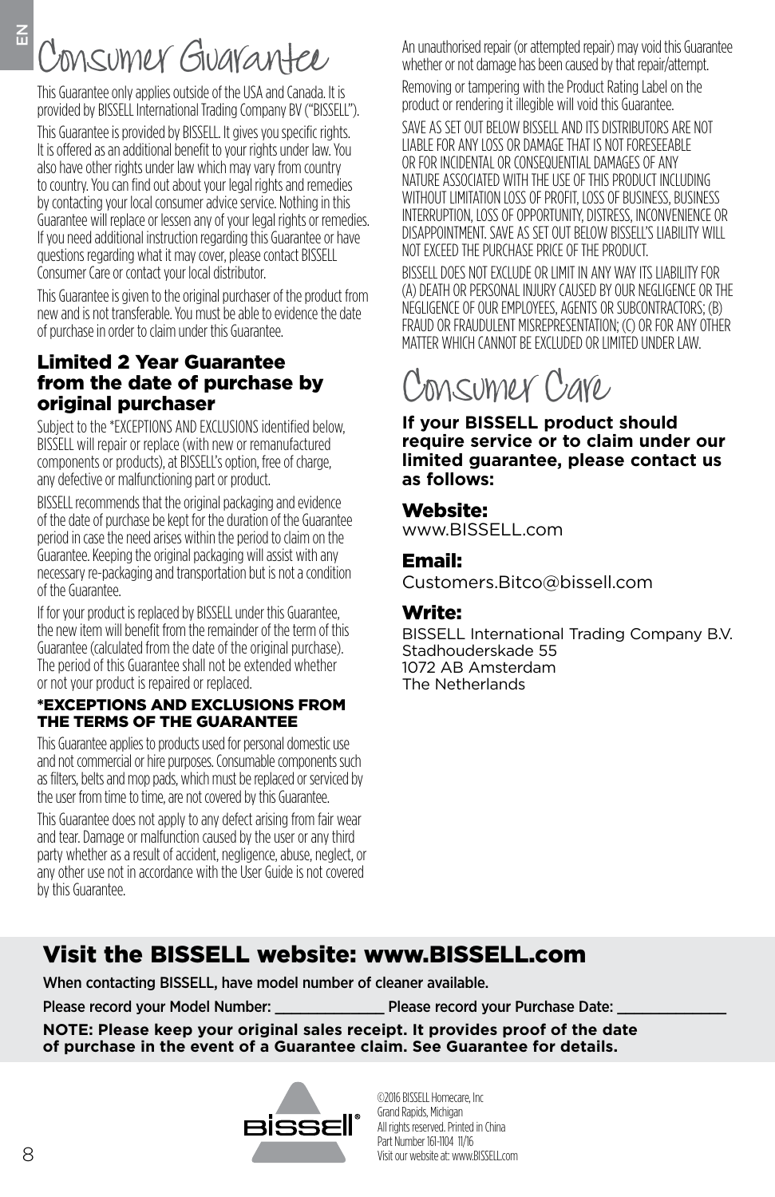# Consumer Guarantee

This Guarantee only applies outside of the USA and Canada. It is provided by BISSELL International Trading Company BV ("BISSELL").

This Guarantee is provided by BISSELL. It gives you specific rights. It is offered as an additional benefit to your rights under law. You also have other rights under law which may vary from country to country. You can find out about your legal rights and remedies by contacting your local consumer advice service. Nothing in this Guarantee will replace or lessen any of your legal rights or remedies. If you need additional instruction regarding this Guarantee or have questions regarding what it may cover, please contact BISSELL Consumer Care or contact your local distributor.

This Guarantee is given to the original purchaser of the product from new and is not transferable. You must be able to evidence the date of purchase in order to claim under this Guarantee.

## Limited 2 Year Guarantee from the date of purchase by original purchaser

Subject to the *EXCEPTIONS AND EXCLUSIONS identified below, BISSELL will repair or replace (with new or remanufactured components or products), at BISSELL's option, free of charge, any defective or malfunctioning part or product.

BISSELL recommends that the original packaging and evidence of the date of purchase be kept for the duration of the Guarantee period in case the need arises within the period to claim on the Guarantee. Keeping the original packaging will assist with any necessary re-packaging and transportation but is not a condition of the Guarantee.

If for your product is replaced by BISSELL under this Guarantee, the new item will benefit from the remainder of the term of this Guarantee (calculated from the date of the original purchase). The period of this Guarantee shall not be extended whether or not your product is repaired or replaced.

### *EXCEPTIONS AND EXCLUSIONS FROM THE TERMS OF THE GUARANTEE

This Guarantee applies to products used for personal domestic use and not commercial or hire purposes. Consumable components such as filters, belts and mop pads, which must be replaced or serviced by the user from time to time, are not covered by this Guarantee.

This Guarantee does not apply to any defect arising from fair wear and tear. Damage or malfunction caused by the user or any third party whether as a result of accident, negligence, abuse, neglect, or any other use not in accordance with the User Guide is not covered by this Guarantee.

An unauthorised repair (or attempted repair) may void this Guarantee whether or not damage has been caused by that repair/attempt.

Removing or tampering with the Product Rating Label on the product or rendering it illegible will void this Guarantee.

SAVE AS SET OUT BELOW BISSELL AND ITS DISTRIBUTORS ARE NOT LIABLE FOR ANY LOSS OR DAMAGE THAT IS NOT FORESEEABLE OR FOR INCIDENTAL OR CONSEQUENTIAL DAMAGES OF ANY NATURE ASSOCIATED WITH THE USE OF THIS PRODUCT INCLUDING WITHOUT LIMITATION LOSS OF PROFIT, LOSS OF BUSINESS, BUSINESS INTERRUPTION, LOSS OF OPPORTUNITY, DISTRESS, INCONVENIENCE OR DISAPPOINTMENT. SAVE AS SET OUT BELOW BISSELL'S LIABILITY WILL NOT EXCEED THE PURCHASE PRICE OF THE PRODUCT.

BISSELL DOES NOT EXCLUDE OR LIMIT IN ANY WAY ITS LIABILITY FOR (A) DEATH OR PERSONAL INJURY CAUSED BY OUR NEGLIGENCE OR THE NEGLIGENCE OF OUR EMPLOYEES, AGENTS OR SUBCONTRACTORS; (B) FRAUD OR FRAUDULENT MISREPRESENTATION; (C) OR FOR ANY OTHER MATTER WHICH CANNOT BE EXCLUDED OR LIMITED UNDER LAW.

# Consumer Care

**If your BISSELL product should require service or to claim under our limited guarantee, please contact us as follows:**

### Website:
www.BISSELL.com

### Email:
Customers.Bitco@bissell.com

### Write:
BISSELL International Trading Company B.V.
Stadhouderskade 55
1072 AB Amsterdam
The Netherlands

## Visit the BISSELL website: www.BISSELL.com

When contacting BISSELL, have model number of cleaner available.

Please record your Model Number: ______________ Please record your Purchase Date: ______________

**NOTE: Please keep your original sales receipt. It provides proof of the date of purchase in the event of a Guarantee claim. See Guarantee for details.**

BISSELL®

©2016 BISSELL Homecare, Inc
Grand Rapids, Michigan
All rights reserved. Printed in China
Part Number 161-1104 11/16
Visit our website at: www.BISSELL.com